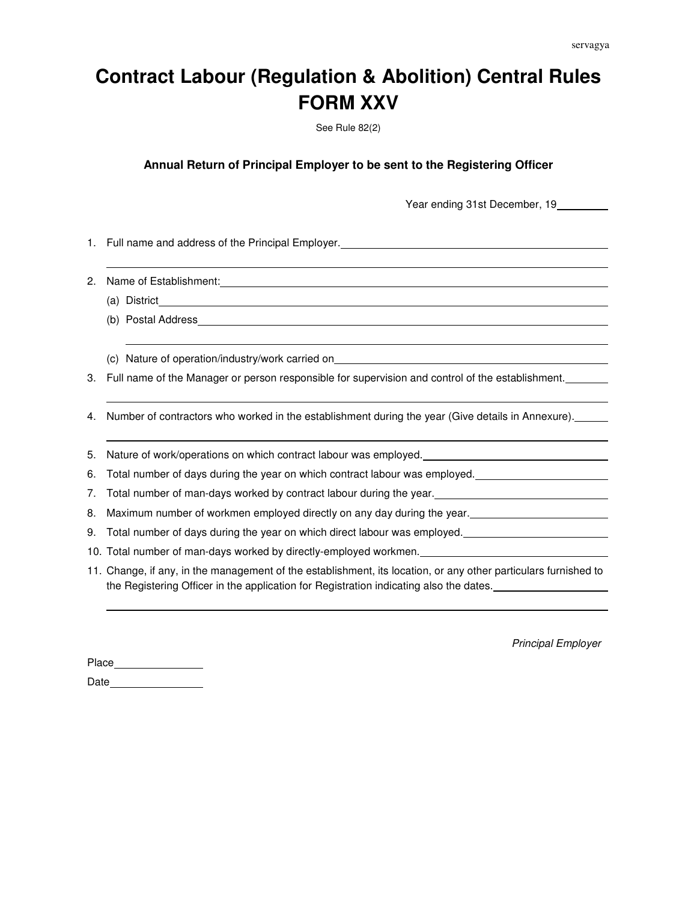# Contract Labour (Regulation & Abolition) Central Rules
# FORM XXV

See Rule 82(2)

### Annual Return of Principal Employer to be sent to the Registering Officer

Year ending 31st December, 19________

1. Full name and address of the Principal Employer.________________________________________
________________________________________________________________________________
2. Name of Establishment:________________________________________________________
   (a) District________________________________________________________________
   (b) Postal Address___________________________________________________________
   ____________________________________________________________________________
   (c) Nature of operation/industry/work carried on______________________________________
3. Full name of the Manager or person responsible for supervision and control of the establishment.________
________________________________________________________________________________
4. Number of contractors who worked in the establishment during the year (Give details in Annexure).______
________________________________________________________________________________
5. Nature of work/operations on which contract labour was employed.____________________________
6. Total number of days during the year on which contract labour was employed.___________________
7. Total number of man-days worked by contract labour during the year.__________________________
8. Maximum number of workmen employed directly on any day during the year.____________________
9. Total number of days during the year on which direct labour was employed.____________________
10. Total number of man-days worked by directly-employed workmen._____________________________
11. Change, if any, in the management of the establishment, its location, or any other particulars furnished to the Registering Officer in the application for Registration indicating also the dates.____________________
________________________________________________________________________________

*Principal Employer*

Place______________

Date______________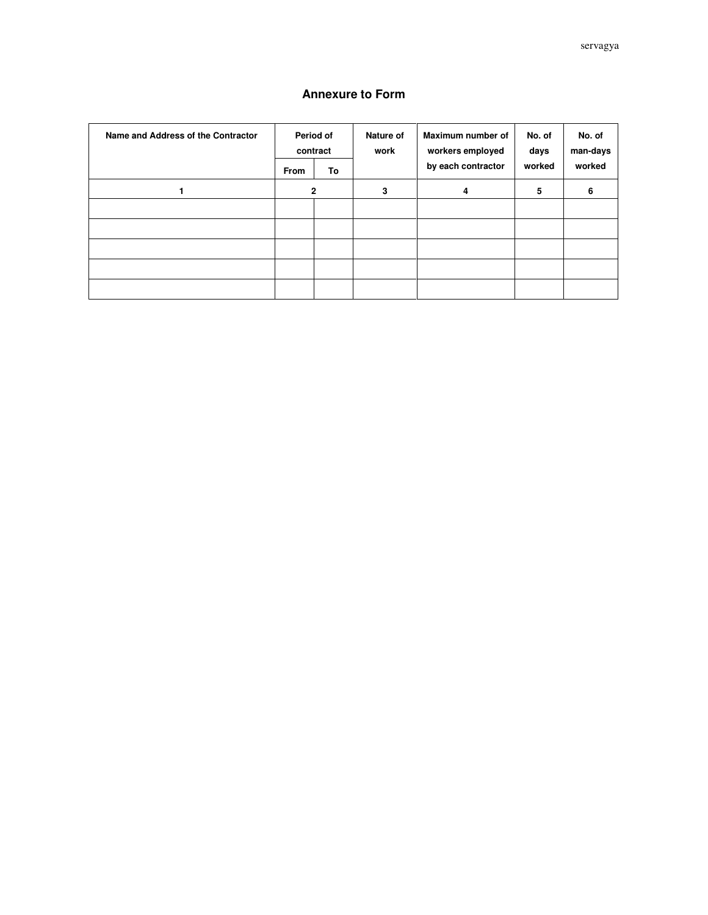## Annexure to Form

| Name and Address of the Contractor | Period of contract | | Nature of work | Maximum number of workers employed by each contractor | No. of days worked | No. of man-days worked |
|---|---|---|---|---|---|---|
| | From | To | | | | |
| 1 | 2 | | 3 | 4 | 5 | 6 |
| | | | | | | |
| | | | | | | |
| | | | | | | |
| | | | | | | |
| | | | | | | |